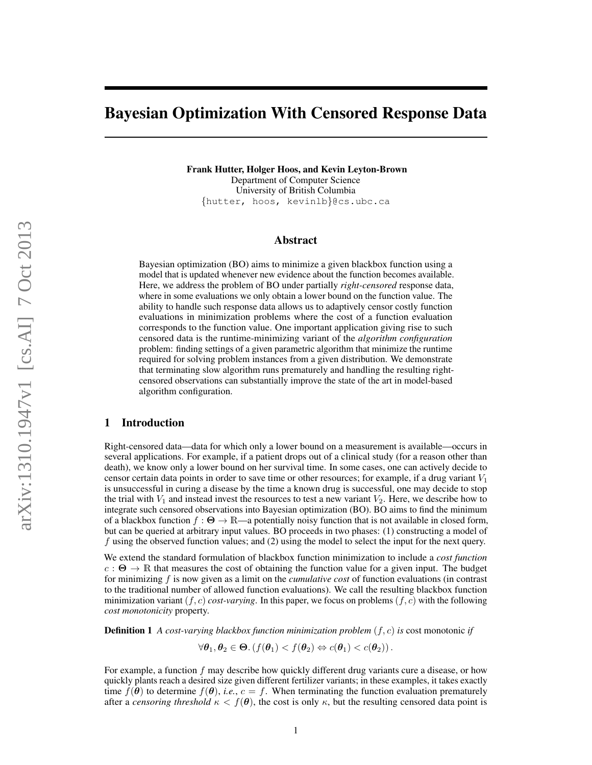# Bayesian Optimization With Censored Response Data

**Frank Hutter, Holger Hoos, and Kevin Leyton-Brown**
Department of Computer Science
University of British Columbia
{hutter, hoos, kevinlb}@cs.ubc.ca

## Abstract

Bayesian optimization (BO) aims to minimize a given blackbox function using a model that is updated whenever new evidence about the function becomes available. Here, we address the problem of BO under partially *right-censored* response data, where in some evaluations we only obtain a lower bound on the function value. The ability to handle such response data allows us to adaptively censor costly function evaluations in minimization problems where the cost of a function evaluation corresponds to the function value. One important application giving rise to such censored data is the runtime-minimizing variant of the *algorithm configuration* problem: finding settings of a given parametric algorithm that minimize the runtime required for solving problem instances from a given distribution. We demonstrate that terminating slow algorithm runs prematurely and handling the resulting right-censored observations can substantially improve the state of the art in model-based algorithm configuration.

## 1 Introduction

Right-censored data—data for which only a lower bound on a measurement is available—occurs in several applications. For example, if a patient drops out of a clinical study (for a reason other than death), we know only a lower bound on her survival time. In some cases, one can actively decide to censor certain data points in order to save time or other resources; for example, if a drug variant $V_1$ is unsuccessful in curing a disease by the time a known drug is successful, one may decide to stop the trial with $V_1$ and instead invest the resources to test a new variant $V_2$. Here, we describe how to integrate such censored observations into Bayesian optimization (BO). BO aims to find the minimum of a blackbox function $f : \mathbf{\Theta} \to \mathbb{R}$—a potentially noisy function that is not available in closed form, but can be queried at arbitrary input values. BO proceeds in two phases: (1) constructing a model of $f$ using the observed function values; and (2) using the model to select the input for the next query.

We extend the standard formulation of blackbox function minimization to include a *cost function* $c : \mathbf{\Theta} \to \mathbb{R}$ that measures the cost of obtaining the function value for a given input. The budget for minimizing $f$ is now given as a limit on the *cumulative cost* of function evaluations (in contrast to the traditional number of allowed function evaluations). We call the resulting blackbox function minimization variant $(f, c)$ *cost-varying*. In this paper, we focus on problems $(f, c)$ with the following *cost monotonicity* property.

**Definition 1** *A cost-varying blackbox function minimization problem $(f, c)$ is* cost monotonic *if*

$$\forall \boldsymbol{\theta}_1, \boldsymbol{\theta}_2 \in \mathbf{\Theta}. \left( f(\boldsymbol{\theta}_1) < f(\boldsymbol{\theta}_2) \Leftrightarrow c(\boldsymbol{\theta}_1) < c(\boldsymbol{\theta}_2) \right).$$

For example, a function $f$ may describe how quickly different drug variants cure a disease, or how quickly plants reach a desired size given different fertilizer variants; in these examples, it takes exactly time $f(\boldsymbol{\theta})$ to determine $f(\boldsymbol{\theta})$, *i.e.*, $c = f$. When terminating the function evaluation prematurely after a *censoring threshold* $\kappa < f(\boldsymbol{\theta})$, the cost is only $\kappa$, but the resulting censored data point is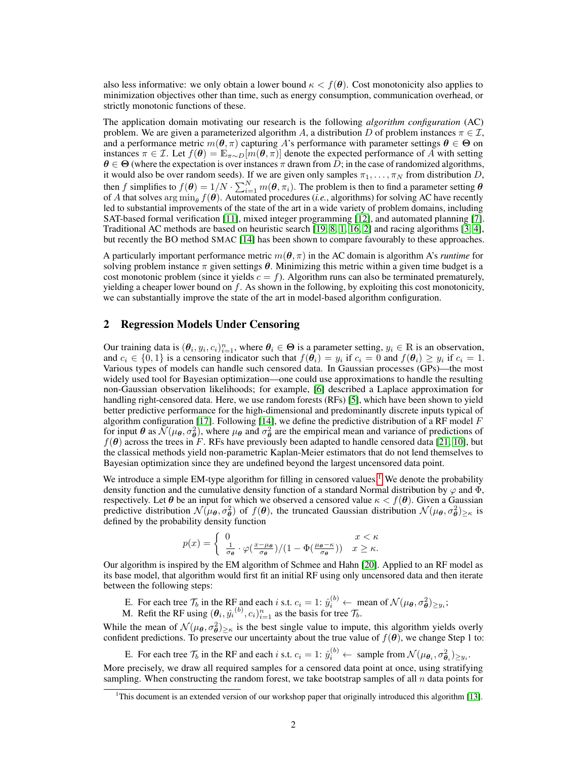also less informative: we only obtain a lower bound $\kappa < f(\boldsymbol{\theta})$. Cost monotonicity also applies to minimization objectives other than time, such as energy consumption, communication overhead, or strictly monotonic functions of these.

The application domain motivating our research is the following *algorithm configuration* (AC) problem. We are given a parameterized algorithm $A$, a distribution $D$ of problem instances $\pi \in \mathcal{I}$, and a performance metric $m(\boldsymbol{\theta}, \pi)$ capturing $A$'s performance with parameter settings $\boldsymbol{\theta} \in \boldsymbol{\Theta}$ on instances $\pi \in \mathcal{I}$. Let $f(\boldsymbol{\theta}) = \mathbb{E}_{\pi \sim D}[m(\boldsymbol{\theta}, \pi)]$ denote the expected performance of $A$ with setting $\boldsymbol{\theta} \in \boldsymbol{\Theta}$ (where the expectation is over instances $\pi$ drawn from $D$; in the case of randomized algorithms, it would also be over random seeds). If we are given only samples $\pi_1, \ldots, \pi_N$ from distribution $D$, then $f$ simplifies to $f(\boldsymbol{\theta}) = 1/N \cdot \sum_{i=1}^{N} m(\boldsymbol{\theta}, \pi_i)$. The problem is then to find a parameter setting $\boldsymbol{\theta}$ of $A$ that solves $\arg\min_{\theta} f(\boldsymbol{\theta})$. Automated procedures (*i.e.*, algorithms) for solving AC have recently led to substantial improvements of the state of the art in a wide variety of problem domains, including SAT-based formal verification [11], mixed integer programming [12], and automated planning [7]. Traditional AC methods are based on heuristic search [19, 8, 1, 16, 2] and racing algorithms [3, 4], but recently the BO method SMAC [14] has been shown to compare favourably to these approaches.

A particularly important performance metric $m(\boldsymbol{\theta}, \pi)$ in the AC domain is algorithm A's *runtime* for solving problem instance $\pi$ given settings $\boldsymbol{\theta}$. Minimizing this metric within a given time budget is a cost monotonic problem (since it yields $c = f$). Algorithm runs can also be terminated prematurely, yielding a cheaper lower bound on $f$. As shown in the following, by exploiting this cost monotonicity, we can substantially improve the state of the art in model-based algorithm configuration.

## 2 Regression Models Under Censoring

Our training data is $(\boldsymbol{\theta}_i, y_i, c_i)_{i=1}^{n}$, where $\boldsymbol{\theta}_i \in \boldsymbol{\Theta}$ is a parameter setting, $y_i \in \mathbb{R}$ is an observation, and $c_i \in \{0, 1\}$ is a censoring indicator such that $f(\boldsymbol{\theta}_i) = y_i$ if $c_i = 0$ and $f(\boldsymbol{\theta}_i) \geq y_i$ if $c_i = 1$. Various types of models can handle such censored data. In Gaussian processes (GPs)—the most widely used tool for Bayesian optimization—one could use approximations to handle the resulting non-Gaussian observation likelihoods; for example, [6] described a Laplace approximation for handling right-censored data. Here, we use random forests (RFs) [5], which have been shown to yield better predictive performance for the high-dimensional and predominantly discrete inputs typical of algorithm configuration [17]. Following [14], we define the predictive distribution of a RF model $F$ for input $\boldsymbol{\theta}$ as $\mathcal{N}(\mu_{\boldsymbol{\theta}}, \sigma^2_{\boldsymbol{\theta}})$, where $\mu_{\boldsymbol{\theta}}$ and $\sigma^2_{\boldsymbol{\theta}}$ are the empirical mean and variance of predictions of $f(\boldsymbol{\theta})$ across the trees in $F$. RFs have previously been adapted to handle censored data [21, 10], but the classical methods yield non-parametric Kaplan-Meier estimators that do not lend themselves to Bayesian optimization since they are undefined beyond the largest uncensored data point.

We introduce a simple EM-type algorithm for filling in censored values.[1] We denote the probability density function and the cumulative density function of a standard Normal distribution by $\varphi$ and $\Phi$, respectively. Let $\boldsymbol{\theta}$ be an input for which we observed a censored value $\kappa < f(\boldsymbol{\theta})$. Given a Gaussian predictive distribution $\mathcal{N}(\mu_{\boldsymbol{\theta}}, \sigma^2_{\boldsymbol{\theta}})$ of $f(\boldsymbol{\theta})$, the truncated Gaussian distribution $\mathcal{N}(\mu_{\boldsymbol{\theta}}, \sigma^2_{\boldsymbol{\theta}})_{\geq \kappa}$ is defined by the probability density function

$$
p(x) = \begin{cases} 0 & x < \kappa \\ \frac{1}{\sigma_{\boldsymbol{\theta}}} \cdot \varphi(\frac{x - \mu_{\boldsymbol{\theta}}}{\sigma_{\boldsymbol{\theta}}}) / (1 - \Phi(\frac{\mu_{\boldsymbol{\theta}} - \kappa}{\sigma_{\boldsymbol{\theta}}})) & x \geq \kappa. \end{cases}
$$

Our algorithm is inspired by the EM algorithm of Schmee and Hahn [20]. Applied to an RF model as its base model, that algorithm would first fit an initial RF using only uncensored data and then iterate between the following steps:

E. For each tree $\mathcal{T}_b$ in the RF and each $i$ s.t. $c_i = 1$: $\hat{y}_i^{(b)} \leftarrow$ mean of $\mathcal{N}(\mu_{\boldsymbol{\theta}}, \sigma^2_{\boldsymbol{\theta}})_{\geq y_i}$;
M. Refit the RF using $(\boldsymbol{\theta}_i, \hat{y_i}^{(b)}, c_i)_{i=1}^{n}$ as the basis for tree $\mathcal{T}_b$.

While the mean of $\mathcal{N}(\mu_{\boldsymbol{\theta}}, \sigma^2_{\boldsymbol{\theta}})_{\geq \kappa}$ is the best single value to impute, this algorithm yields overly confident predictions. To preserve our uncertainty about the true value of $f(\boldsymbol{\theta})$, we change Step 1 to:

E. For each tree $\mathcal{T}_b$ in the RF and each $i$ s.t. $c_i = 1$: $\hat{y}_i^{(b)} \leftarrow$ sample from $\mathcal{N}(\mu_{\boldsymbol{\theta}_i}, \sigma^2_{\boldsymbol{\theta}_i})_{\geq y_i}$.

More precisely, we draw all required samples for a censored data point at once, using stratifying sampling. When constructing the random forest, we take bootstrap samples of all $n$ data points for

[1] This document is an extended version of our workshop paper that originally introduced this algorithm [13].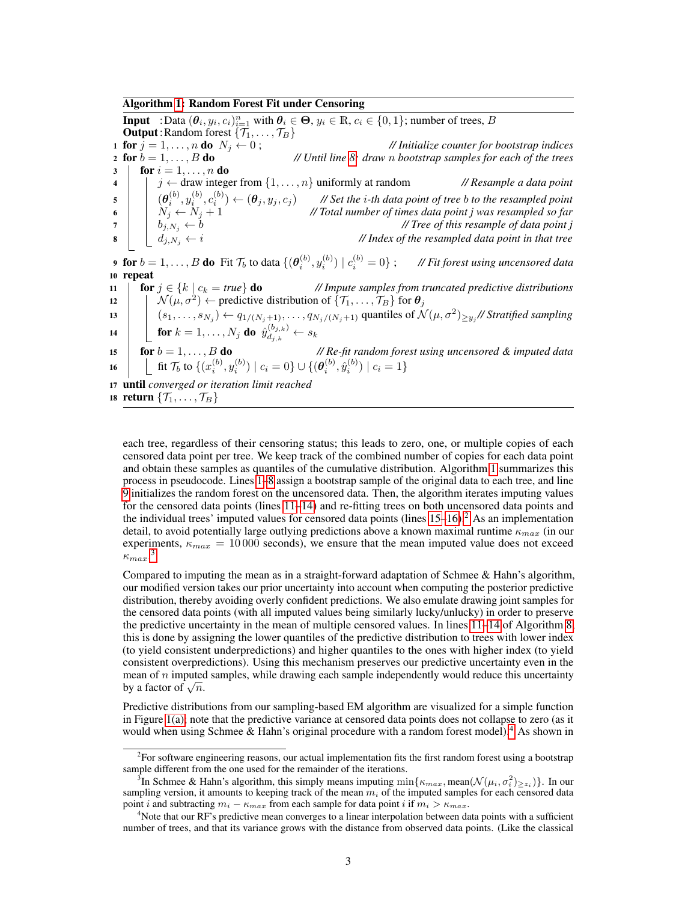**Algorithm 1: Random Forest Fit under Censoring**

```
Input  : Data (θ_i, y_i, c_i)_{i=1}^n with θ_i ∈ Θ, y_i ∈ ℝ, c_i ∈ {0,1}; number of trees, B
Output : Random forest {T_1, ..., T_B}
1  for j = 1,...,n do N_j ← 0 ;                          // Initialize counter for bootstrap indices
2  for b = 1,...,B do                        // Until line 8: draw n bootstrap samples for each of the trees
3      for i = 1,...,n do
4          j ← draw integer from {1,...,n} uniformly at random                  // Resample a data point
5          (θ_i^(b), y_i^(b), c_i^(b)) ← (θ_j, y_j, c_j)   // Set the i-th data point of tree b to the resampled point
6          N_j ← N_j + 1                       // Total number of times data point j was resampled so far
7          b_{j,N_j} ← b                                          // Tree of this resample of data point j
8          d_{j,N_j} ← i                                // Index of the resampled data point in that tree
9  for b = 1,...,B do Fit T_b to data {(θ_i^(b), y_i^(b)) | c_i^(b) = 0} ;   // Fit forest using uncensored data
10 repeat
11     for j ∈ {k | c_k = true} do                 // Impute samples from truncated predictive distributions
12         N(μ, σ²) ← predictive distribution of {T_1, ..., T_B} for θ_j
13         (s_1, ..., s_{N_j}) ← q_{1/(N_j+1)}, ..., q_{N_j/(N_j+1)} quantiles of N(μ, σ²)_{≥y_j} // Stratified sampling
14         for k = 1,...,N_j do ŷ_{d_{j,k}}^{(b_{j,k})} ← s_k
15     for b = 1,...,B do                       // Re-fit random forest using uncensored & imputed data
16         fit T_b to {(x_i^(b), y_i^(b)) | c_i = 0} ∪ {(θ_i^(b), ŷ_i^(b)) | c_i = 1}
17 until converged or iteration limit reached
18 return {T_1, ..., T_B}
```

each tree, regardless of their censoring status; this leads to zero, one, or multiple copies of each censored data point per tree. We keep track of the combined number of copies for each data point and obtain these samples as quantiles of the cumulative distribution. Algorithm 1 summarizes this process in pseudocode. Lines 1–8 assign a bootstrap sample of the original data to each tree, and line 9 initializes the random forest on the uncensored data. Then, the algorithm iterates imputing values for the censored data points (lines 11–14) and re-fitting trees on both uncensored data points and the individual trees' imputed values for censored data points (lines 15–16).[2] As an implementation detail, to avoid potentially large outlying predictions above a known maximal runtime $\kappa_{max}$ (in our experiments, $\kappa_{max} = 10\,000$ seconds), we ensure that the mean imputed value does not exceed $\kappa_{max}$.[3]

Compared to imputing the mean as in a straight-forward adaptation of Schmee & Hahn's algorithm, our modified version takes our prior uncertainty into account when computing the posterior predictive distribution, thereby avoiding overly confident predictions. We also emulate drawing joint samples for the censored data points (with all imputed values being similarly lucky/unlucky) in order to preserve the predictive uncertainty in the mean of multiple censored values. In lines 11–14 of Algorithm 8, this is done by assigning the lower quantiles of the predictive distribution to trees with lower index (to yield consistent underpredictions) and higher quantiles to the ones with higher index (to yield consistent overpredictions). Using this mechanism preserves our predictive uncertainty even in the mean of $n$ imputed samples, while drawing each sample independently would reduce this uncertainty by a factor of $\sqrt{n}$.

Predictive distributions from our sampling-based EM algorithm are visualized for a simple function in Figure 1(a); note that the predictive variance at censored data points does not collapse to zero (as it would when using Schmee & Hahn's original procedure with a random forest model).[4] As shown in

---

[2] For software engineering reasons, our actual implementation fits the first random forest using a bootstrap sample different from the one used for the remainder of the iterations.

[3] In Schmee & Hahn's algorithm, this simply means imputing $\min\{\kappa_{max}, \text{mean}(\mathcal{N}(\mu_i, \sigma_i^2)_{\geq z_i})\}$. In our sampling version, it amounts to keeping track of the mean $m_i$ of the imputed samples for each censored data point $i$ and subtracting $m_i - \kappa_{max}$ from each sample for data point $i$ if $m_i > \kappa_{max}$.

[4] Note that our RF's predictive mean converges to a linear interpolation between data points with a sufficient number of trees, and that its variance grows with the distance from observed data points. (Like the classical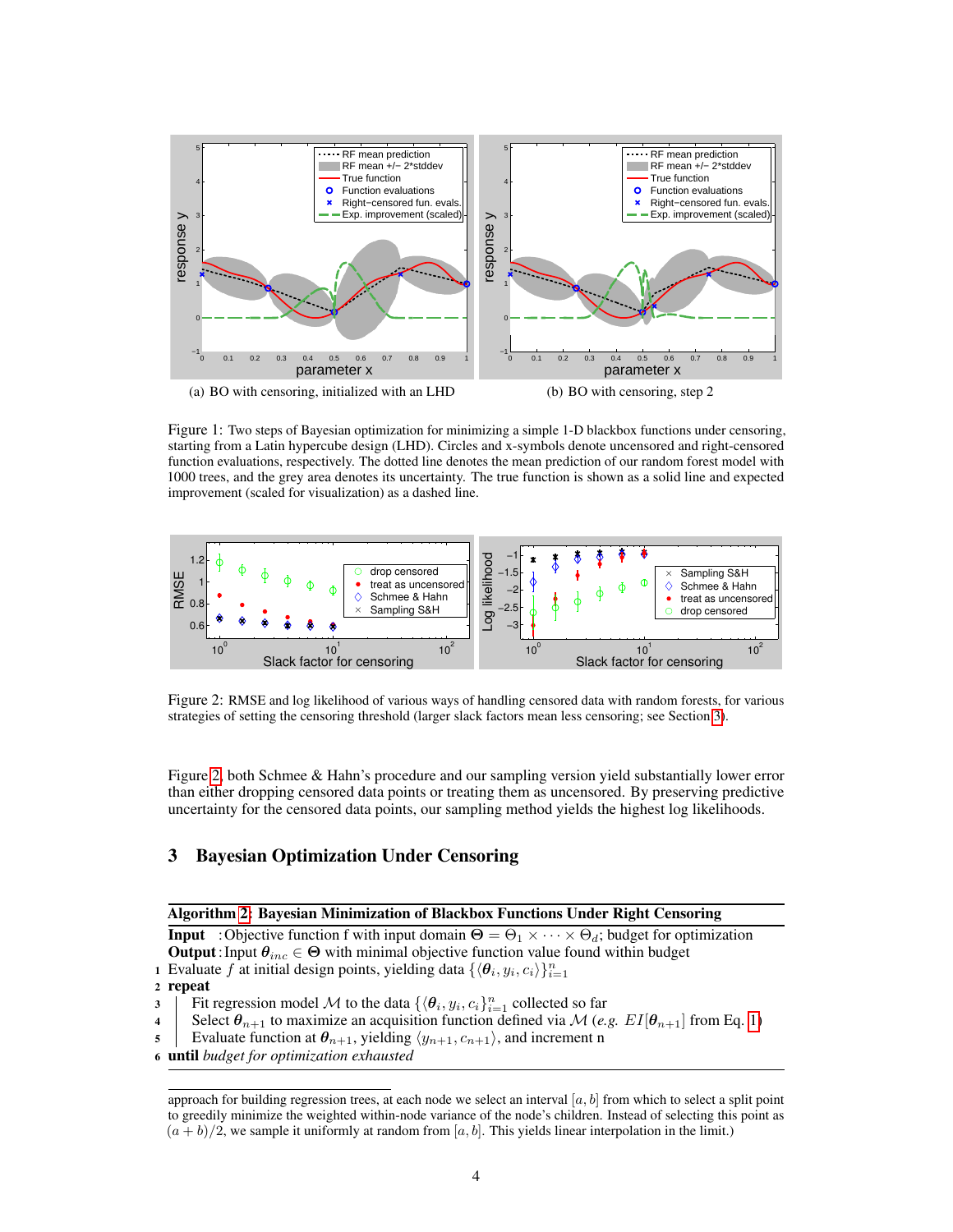(a) BO with censoring, initialized with an LHD

(b) BO with censoring, step 2

Figure 1: Two steps of Bayesian optimization for minimizing a simple 1-D blackbox functions under censoring, starting from a Latin hypercube design (LHD). Circles and x-symbols denote uncensored and right-censored function evaluations, respectively. The dotted line denotes the mean prediction of our random forest model with 1000 trees, and the grey area denotes its uncertainty. The true function is shown as a solid line and expected improvement (scaled for visualization) as a dashed line.

Figure 2: RMSE and log likelihood of various ways of handling censored data with random forests, for various strategies of setting the censoring threshold (larger slack factors mean less censoring; see Section 3).

Figure 2, both Schmee & Hahn's procedure and our sampling version yield substantially lower error than either dropping censored data points or treating them as uncensored. By preserving predictive uncertainty for the censored data points, our sampling method yields the highest log likelihoods.

## 3 Bayesian Optimization Under Censoring

**Algorithm 2: Bayesian Minimization of Blackbox Functions Under Right Censoring**

**Input** : Objective function f with input domain $\mathbf{\Theta} = \Theta_1 \times \cdots \times \Theta_d$; budget for optimization
**Output** : Input $\boldsymbol{\theta}_{inc} \in \mathbf{\Theta}$ with minimal objective function value found within budget

1. Evaluate $f$ at initial design points, yielding data $\{\langle \boldsymbol{\theta}_i, y_i, c_i \rangle\}_{i=1}^{n}$
2. **repeat**
3. Fit regression model $\mathcal{M}$ to the data $\{\langle \boldsymbol{\theta}_i, y_i, c_i \rangle\}_{i=1}^{n}$ collected so far
4. Select $\boldsymbol{\theta}_{n+1}$ to maximize an acquisition function defined via $\mathcal{M}$ (*e.g.* $EI[\boldsymbol{\theta}_{n+1}]$ from Eq. 1)
5. Evaluate function at $\boldsymbol{\theta}_{n+1}$, yielding $\langle y_{n+1}, c_{n+1} \rangle$, and increment n
6. **until** *budget for optimization exhausted*

approach for building regression trees, at each node we select an interval $[a, b]$ from which to select a split point to greedily minimize the weighted within-node variance of the node's children. Instead of selecting this point as $(a + b)/2$, we sample it uniformly at random from $[a, b]$. This yields linear interpolation in the limit.)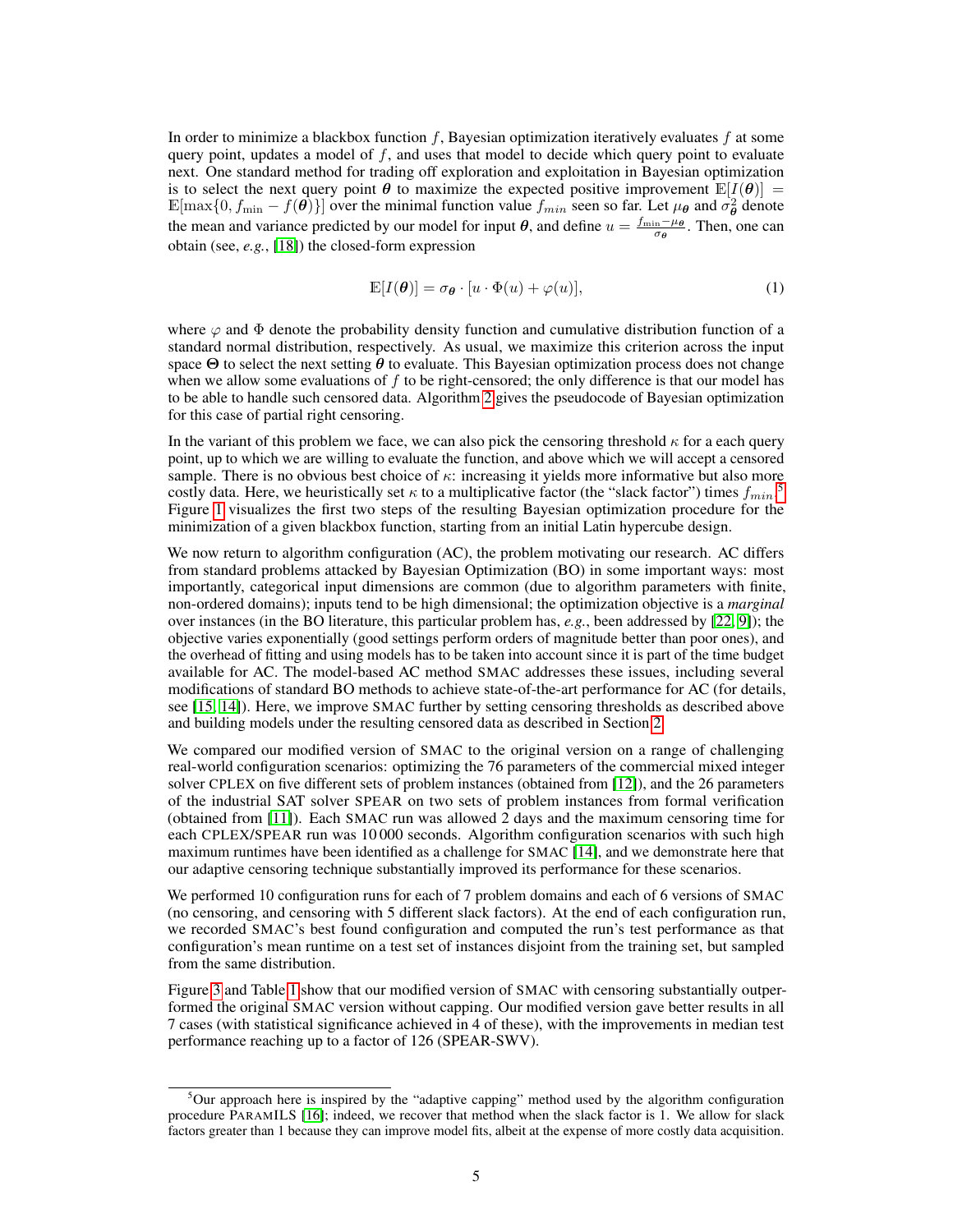In order to minimize a blackbox function $f$, Bayesian optimization iteratively evaluates $f$ at some query point, updates a model of $f$, and uses that model to decide which query point to evaluate next. One standard method for trading off exploration and exploitation in Bayesian optimization is to select the next query point $\boldsymbol{\theta}$ to maximize the expected positive improvement $\mathbb{E}[I(\boldsymbol{\theta})] = \mathbb{E}[\max\{0, f_{\min} - f(\boldsymbol{\theta})\}]$ over the minimal function value $f_{min}$ seen so far. Let $\mu_{\boldsymbol{\theta}}$ and $\sigma^2_{\boldsymbol{\theta}}$ denote the mean and variance predicted by our model for input $\boldsymbol{\theta}$, and define $u = \frac{f_{\min} - \mu_{\boldsymbol{\theta}}}{\sigma_{\boldsymbol{\theta}}}$. Then, one can obtain (see, *e.g.*, [18]) the closed-form expression

$$\mathbb{E}[I(\boldsymbol{\theta})] = \sigma_{\boldsymbol{\theta}} \cdot [u \cdot \Phi(u) + \varphi(u)], \tag{1}$$

where $\varphi$ and $\Phi$ denote the probability density function and cumulative distribution function of a standard normal distribution, respectively. As usual, we maximize this criterion across the input space $\boldsymbol{\Theta}$ to select the next setting $\boldsymbol{\theta}$ to evaluate. This Bayesian optimization process does not change when we allow some evaluations of $f$ to be right-censored; the only difference is that our model has to be able to handle such censored data. Algorithm 2 gives the pseudocode of Bayesian optimization for this case of partial right censoring.

In the variant of this problem we face, we can also pick the censoring threshold $\kappa$ for a each query point, up to which we are willing to evaluate the function, and above which we will accept a censored sample. There is no obvious best choice of $\kappa$: increasing it yields more informative but also more costly data. Here, we heuristically set $\kappa$ to a multiplicative factor (the "slack factor") times $f_{min}$.[5] Figure 1 visualizes the first two steps of the resulting Bayesian optimization procedure for the minimization of a given blackbox function, starting from an initial Latin hypercube design.

We now return to algorithm configuration (AC), the problem motivating our research. AC differs from standard problems attacked by Bayesian Optimization (BO) in some important ways: most importantly, categorical input dimensions are common (due to algorithm parameters with finite, non-ordered domains); inputs tend to be high dimensional; the optimization objective is a *marginal* over instances (in the BO literature, this particular problem has, *e.g.*, been addressed by [22, 9]); the objective varies exponentially (good settings perform orders of magnitude better than poor ones), and the overhead of fitting and using models has to be taken into account since it is part of the time budget available for AC. The model-based AC method SMAC addresses these issues, including several modifications of standard BO methods to achieve state-of-the-art performance for AC (for details, see [15, 14]). Here, we improve SMAC further by setting censoring thresholds as described above and building models under the resulting censored data as described in Section 2.

We compared our modified version of SMAC to the original version on a range of challenging real-world configuration scenarios: optimizing the 76 parameters of the commercial mixed integer solver CPLEX on five different sets of problem instances (obtained from [12]), and the 26 parameters of the industrial SAT solver SPEAR on two sets of problem instances from formal verification (obtained from [11]). Each SMAC run was allowed 2 days and the maximum censoring time for each CPLEX/SPEAR run was 10 000 seconds. Algorithm configuration scenarios with such high maximum runtimes have been identified as a challenge for SMAC [14], and we demonstrate here that our adaptive censoring technique substantially improved its performance for these scenarios.

We performed 10 configuration runs for each of 7 problem domains and each of 6 versions of SMAC (no censoring, and censoring with 5 different slack factors). At the end of each configuration run, we recorded SMAC's best found configuration and computed the run's test performance as that configuration's mean runtime on a test set of instances disjoint from the training set, but sampled from the same distribution.

Figure 3 and Table 1 show that our modified version of SMAC with censoring substantially outperformed the original SMAC version without capping. Our modified version gave better results in all 7 cases (with statistical significance achieved in 4 of these), with the improvements in median test performance reaching up to a factor of 126 (SPEAR-SWV).

[5] Our approach here is inspired by the "adaptive capping" method used by the algorithm configuration procedure PARAMILS [16]; indeed, we recover that method when the slack factor is 1. We allow for slack factors greater than 1 because they can improve model fits, albeit at the expense of more costly data acquisition.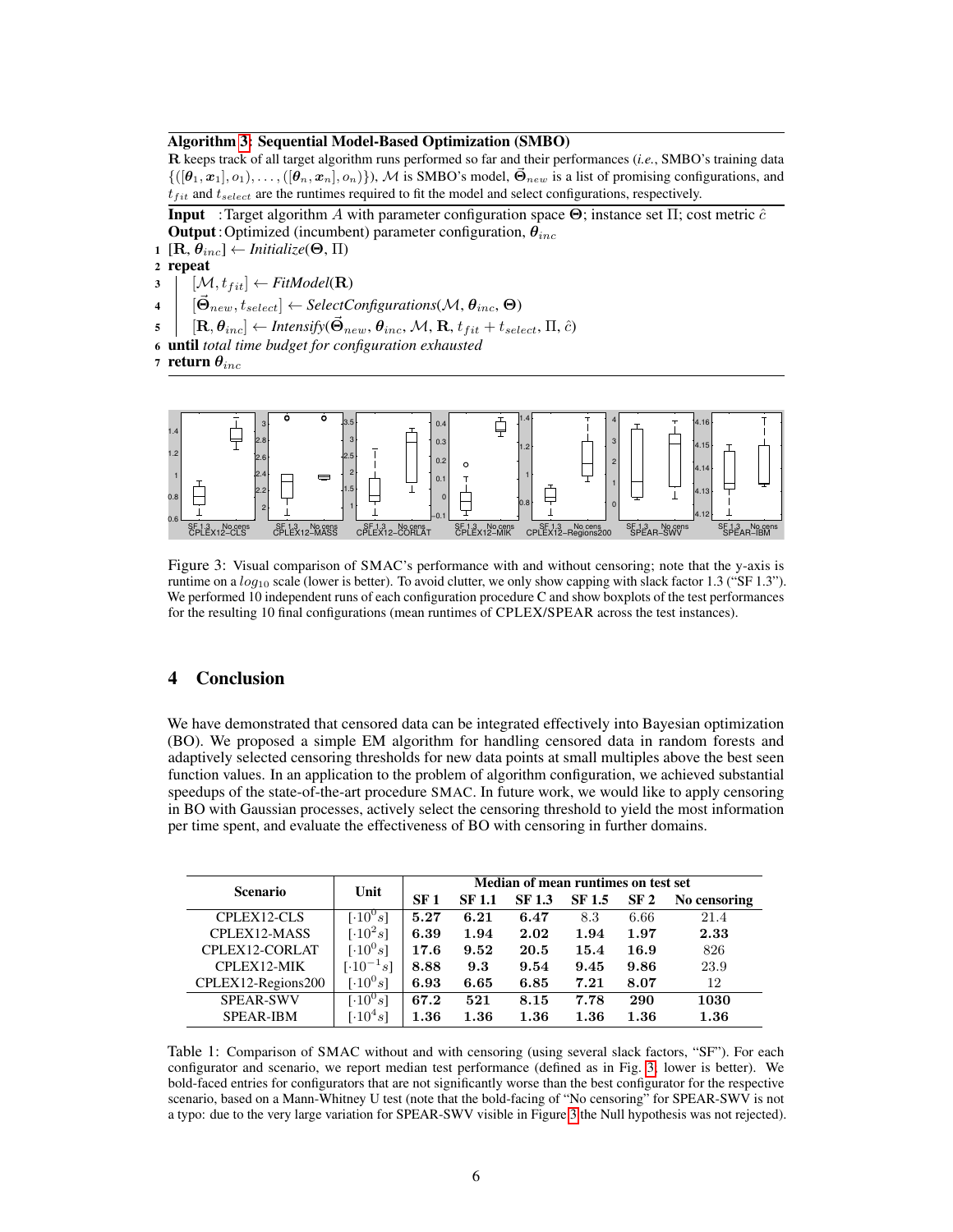**Algorithm 3: Sequential Model-Based Optimization (SMBO)**

$\mathbf{R}$ keeps track of all target algorithm runs performed so far and their performances (*i.e.*, SMBO's training data $\{([\boldsymbol{\theta}_1, \boldsymbol{x}_1], o_1), \ldots, ([\boldsymbol{\theta}_n, \boldsymbol{x}_n], o_n)\}$), $\mathcal{M}$ is SMBO's model, $\vec{\boldsymbol{\Theta}}_{new}$ is a list of promising configurations, and $t_{fit}$ and $t_{select}$ are the runtimes required to fit the model and select configurations, respectively.

**Input** : Target algorithm $A$ with parameter configuration space $\boldsymbol{\Theta}$; instance set $\Pi$; cost metric $\hat{c}$
**Output** : Optimized (incumbent) parameter configuration, $\boldsymbol{\theta}_{inc}$

```
1 [R, θ_inc] ← Initialize(Θ, Π)
2 repeat
3     [M, t_fit] ← FitModel(R)
4     [Θ_new, t_select] ← SelectConfigurations(M, θ_inc, Θ)
5     [R, θ_inc] ← Intensify(Θ_new, θ_inc, M, R, t_fit + t_select, Π, ĉ)
6 until total time budget for configuration exhausted
7 return θ_inc
```

Figure 3: Visual comparison of SMAC's performance with and without censoring; note that the y-axis is runtime on a $log_{10}$ scale (lower is better). To avoid clutter, we only show capping with slack factor 1.3 ("SF 1.3"). We performed 10 independent runs of each configuration procedure C and show boxplots of the test performances for the resulting 10 final configurations (mean runtimes of CPLEX/SPEAR across the test instances).

## 4 Conclusion

We have demonstrated that censored data can be integrated effectively into Bayesian optimization (BO). We proposed a simple EM algorithm for handling censored data in random forests and adaptively selected censoring thresholds for new data points at small multiples above the best seen function values. In an application to the problem of algorithm configuration, we achieved substantial speedups of the state-of-the-art procedure SMAC. In future work, we would like to apply censoring in BO with Gaussian processes, actively select the censoring threshold to yield the most information per time spent, and evaluate the effectiveness of BO with censoring in further domains.

| Scenario | Unit | Median of mean runtimes on test set | | | | | |
|---|---|---|---|---|---|---|---|
| | | SF 1 | SF 1.1 | SF 1.3 | SF 1.5 | SF 2 | No censoring |
| CPLEX12-CLS | $[\cdot 10^0 s]$ | **5.27** | **6.21** | **6.47** | 8.3 | 6.66 | 21.4 |
| CPLEX12-MASS | $[\cdot 10^2 s]$ | **6.39** | **1.94** | **2.02** | **1.94** | **1.97** | **2.33** |
| CPLEX12-CORLAT | $[\cdot 10^0 s]$ | **17.6** | **9.52** | **20.5** | **15.4** | **16.9** | 826 |
| CPLEX12-MIK | $[\cdot 10^{-1} s]$ | **8.88** | **9.3** | **9.54** | **9.45** | **9.86** | 23.9 |
| CPLEX12-Regions200 | $[\cdot 10^0 s]$ | **6.93** | **6.65** | **6.85** | **7.21** | **8.07** | 12 |
| SPEAR-SWV | $[\cdot 10^0 s]$ | **67.2** | **521** | **8.15** | **7.78** | **290** | **1030** |
| SPEAR-IBM | $[\cdot 10^4 s]$ | **1.36** | **1.36** | **1.36** | **1.36** | **1.36** | **1.36** |

Table 1: Comparison of SMAC without and with censoring (using several slack factors, "SF"). For each configurator and scenario, we report median test performance (defined as in Fig. 3, lower is better). We bold-faced entries for configurators that are not significantly worse than the best configurator for the respective scenario, based on a Mann-Whitney U test (note that the bold-facing of "No censoring" for SPEAR-SWV is not a typo: due to the very large variation for SPEAR-SWV visible in Figure 3 the Null hypothesis was not rejected).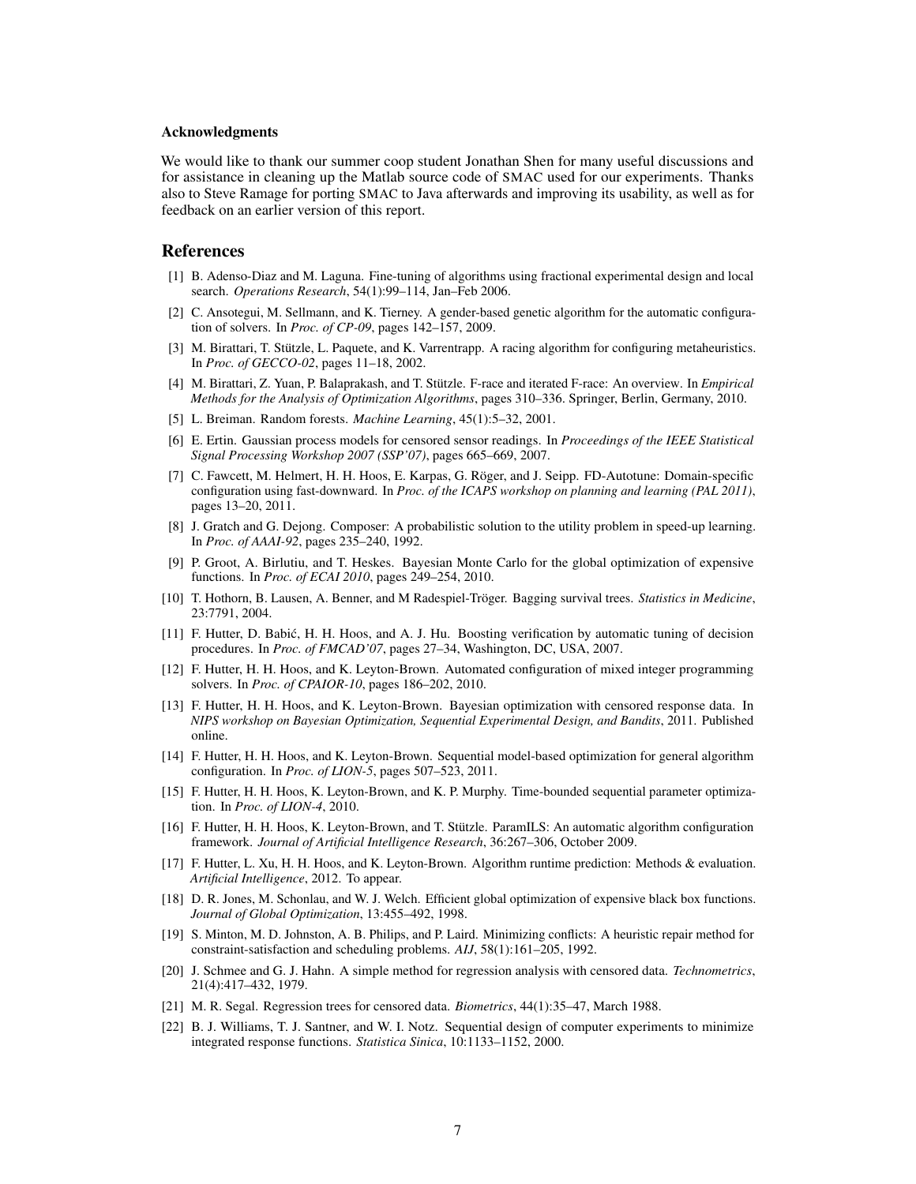#### Acknowledgments

We would like to thank our summer coop student Jonathan Shen for many useful discussions and for assistance in cleaning up the Matlab source code of SMAC used for our experiments. Thanks also to Steve Ramage for porting SMAC to Java afterwards and improving its usability, as well as for feedback on an earlier version of this report.

## References

[1] B. Adenso-Diaz and M. Laguna. Fine-tuning of algorithms using fractional experimental design and local search. *Operations Research*, 54(1):99–114, Jan–Feb 2006.

[2] C. Ansotegui, M. Sellmann, and K. Tierney. A gender-based genetic algorithm for the automatic configuration of solvers. In *Proc. of CP-09*, pages 142–157, 2009.

[3] M. Birattari, T. Stützle, L. Paquete, and K. Varrentrapp. A racing algorithm for configuring metaheuristics. In *Proc. of GECCO-02*, pages 11–18, 2002.

[4] M. Birattari, Z. Yuan, P. Balaprakash, and T. Stützle. F-race and iterated F-race: An overview. In *Empirical Methods for the Analysis of Optimization Algorithms*, pages 310–336. Springer, Berlin, Germany, 2010.

[5] L. Breiman. Random forests. *Machine Learning*, 45(1):5–32, 2001.

[6] E. Ertin. Gaussian process models for censored sensor readings. In *Proceedings of the IEEE Statistical Signal Processing Workshop 2007 (SSP'07)*, pages 665–669, 2007.

[7] C. Fawcett, M. Helmert, H. H. Hoos, E. Karpas, G. Röger, and J. Seipp. FD-Autotune: Domain-specific configuration using fast-downward. In *Proc. of the ICAPS workshop on planning and learning (PAL 2011)*, pages 13–20, 2011.

[8] J. Gratch and G. Dejong. Composer: A probabilistic solution to the utility problem in speed-up learning. In *Proc. of AAAI-92*, pages 235–240, 1992.

[9] P. Groot, A. Birlutiu, and T. Heskes. Bayesian Monte Carlo for the global optimization of expensive functions. In *Proc. of ECAI 2010*, pages 249–254, 2010.

[10] T. Hothorn, B. Lausen, A. Benner, and M Radespiel-Tröger. Bagging survival trees. *Statistics in Medicine*, 23:7791, 2004.

[11] F. Hutter, D. Babić, H. H. Hoos, and A. J. Hu. Boosting verification by automatic tuning of decision procedures. In *Proc. of FMCAD'07*, pages 27–34, Washington, DC, USA, 2007.

[12] F. Hutter, H. H. Hoos, and K. Leyton-Brown. Automated configuration of mixed integer programming solvers. In *Proc. of CPAIOR-10*, pages 186–202, 2010.

[13] F. Hutter, H. H. Hoos, and K. Leyton-Brown. Bayesian optimization with censored response data. In *NIPS workshop on Bayesian Optimization, Sequential Experimental Design, and Bandits*, 2011. Published online.

[14] F. Hutter, H. H. Hoos, and K. Leyton-Brown. Sequential model-based optimization for general algorithm configuration. In *Proc. of LION-5*, pages 507–523, 2011.

[15] F. Hutter, H. H. Hoos, K. Leyton-Brown, and K. P. Murphy. Time-bounded sequential parameter optimization. In *Proc. of LION-4*, 2010.

[16] F. Hutter, H. H. Hoos, K. Leyton-Brown, and T. Stützle. ParamILS: An automatic algorithm configuration framework. *Journal of Artificial Intelligence Research*, 36:267–306, October 2009.

[17] F. Hutter, L. Xu, H. H. Hoos, and K. Leyton-Brown. Algorithm runtime prediction: Methods & evaluation. *Artificial Intelligence*, 2012. To appear.

[18] D. R. Jones, M. Schonlau, and W. J. Welch. Efficient global optimization of expensive black box functions. *Journal of Global Optimization*, 13:455–492, 1998.

[19] S. Minton, M. D. Johnston, A. B. Philips, and P. Laird. Minimizing conflicts: A heuristic repair method for constraint-satisfaction and scheduling problems. *AIJ*, 58(1):161–205, 1992.

[20] J. Schmee and G. J. Hahn. A simple method for regression analysis with censored data. *Technometrics*, 21(4):417–432, 1979.

[21] M. R. Segal. Regression trees for censored data. *Biometrics*, 44(1):35–47, March 1988.

[22] B. J. Williams, T. J. Santner, and W. I. Notz. Sequential design of computer experiments to minimize integrated response functions. *Statistica Sinica*, 10:1133–1152, 2000.